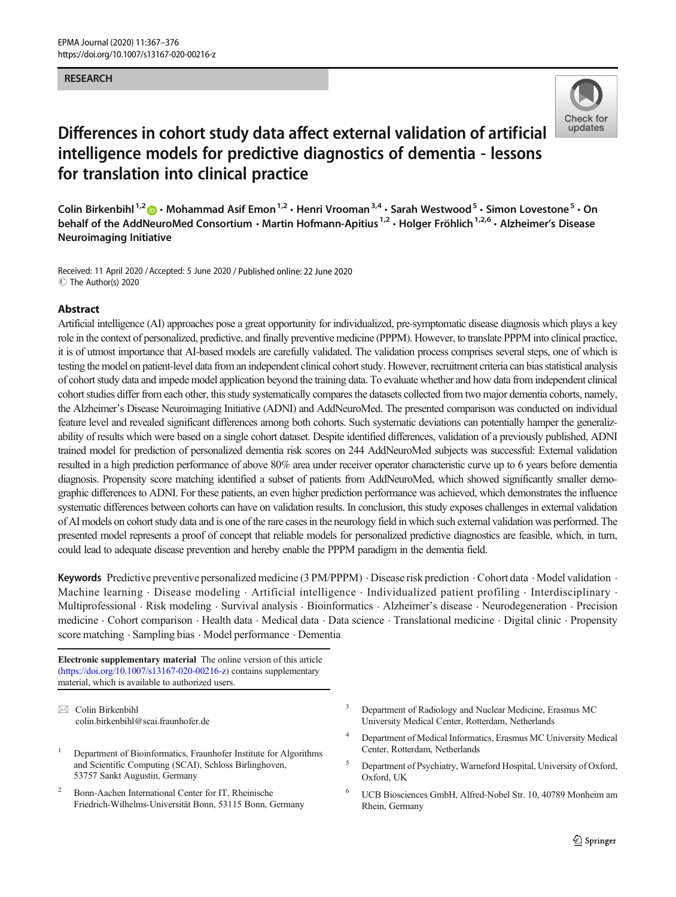RESEARCH

# Differences in cohort study data affect external validation of artificial intelligence models for predictive diagnostics of dementia - lessons for translation into clinical practice

Colin Birkenbihl[1,2] · Mohammad Asif Emon[1,2] · Henri Vrooman[3,4] · Sarah Westwood[5] · Simon Lovestone[5] · On behalf of the AddNeuroMed Consortium · Martin Hofmann-Apitius[1,2] · Holger Fröhlich[1,2,6] · Alzheimer's Disease Neuroimaging Initiative

Received: 11 April 2020 / Accepted: 5 June 2020 / Published online: 22 June 2020
© The Author(s) 2020

## Abstract

Artificial intelligence (AI) approaches pose a great opportunity for individualized, pre-symptomatic disease diagnosis which plays a key role in the context of personalized, predictive, and finally preventive medicine (PPPM). However, to translate PPPM into clinical practice, it is of utmost importance that AI-based models are carefully validated. The validation process comprises several steps, one of which is testing the model on patient-level data from an independent clinical cohort study. However, recruitment criteria can bias statistical analysis of cohort study data and impede model application beyond the training data. To evaluate whether and how data from independent clinical cohort studies differ from each other, this study systematically compares the datasets collected from two major dementia cohorts, namely, the Alzheimer's Disease Neuroimaging Initiative (ADNI) and AddNeuroMed. The presented comparison was conducted on individual feature level and revealed significant differences among both cohorts. Such systematic deviations can potentially hamper the generalizability of results which were based on a single cohort dataset. Despite identified differences, validation of a previously published, ADNI trained model for prediction of personalized dementia risk scores on 244 AddNeuroMed subjects was successful: External validation resulted in a high prediction performance of above 80% area under receiver operator characteristic curve up to 6 years before dementia diagnosis. Propensity score matching identified a subset of patients from AddNeuroMed, which showed significantly smaller demographic differences to ADNI. For these patients, an even higher prediction performance was achieved, which demonstrates the influence systematic differences between cohorts can have on validation results. In conclusion, this study exposes challenges in external validation of AI models on cohort study data and is one of the rare cases in the neurology field in which such external validation was performed. The presented model represents a proof of concept that reliable models for personalized predictive diagnostics are feasible, which, in turn, could lead to adequate disease prevention and hereby enable the PPPM paradigm in the dementia field.

**Keywords** Predictive preventive personalized medicine (3 PM/PPPM) · Disease risk prediction · Cohort data · Model validation · Machine learning · Disease modeling · Artificial intelligence · Individualized patient profiling · Interdisciplinary · Multiprofessional · Risk modeling · Survival analysis · Bioinformatics · Alzheimer's disease · Neurodegeneration · Precision medicine · Cohort comparison · Health data · Medical data · Data science · Translational medicine · Digital clinic · Propensity score matching · Sampling bias · Model performance · Dementia

**Electronic supplementary material** The online version of this article (https://doi.org/10.1007/s13167-020-00216-z) contains supplementary material, which is available to authorized users.

✉ Colin Birkenbihl
colin.birkenbihl@scai.fraunhofer.de

[1] Department of Bioinformatics, Fraunhofer Institute for Algorithms and Scientific Computing (SCAI), Schloss Birlinghoven, 53757 Sankt Augustin, Germany

[2] Bonn-Aachen International Center for IT, Rheinische Friedrich-Wilhelms-Universität Bonn, 53115 Bonn, Germany

[3] Department of Radiology and Nuclear Medicine, Erasmus MC University Medical Center, Rotterdam, Netherlands

[4] Department of Medical Informatics, Erasmus MC University Medical Center, Rotterdam, Netherlands

[5] Department of Psychiatry, Warneford Hospital, University of Oxford, Oxford, UK

[6] UCB Biosciences GmbH, Alfred-Nobel Str. 10, 40789 Monheim am Rhein, Germany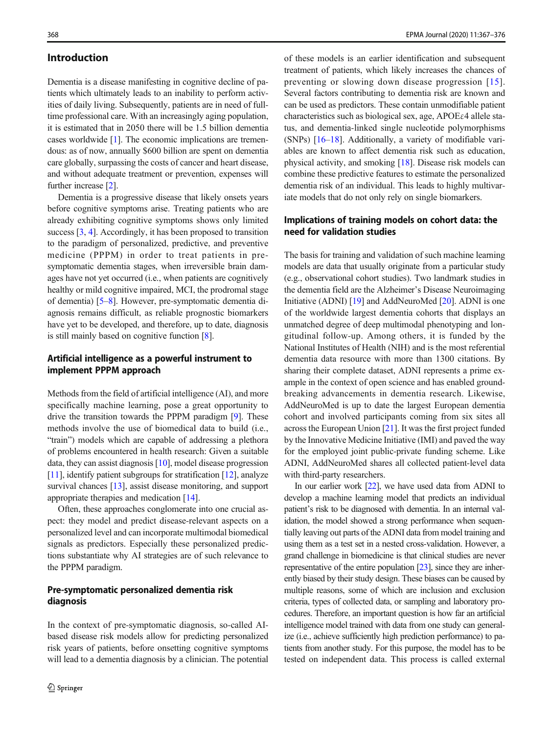## Introduction

Dementia is a disease manifesting in cognitive decline of patients which ultimately leads to an inability to perform activities of daily living. Subsequently, patients are in need of full-time professional care. With an increasingly aging population, it is estimated that in 2050 there will be 1.5 billion dementia cases worldwide [1]. The economic implications are tremendous: as of now, annually $600 billion are spent on dementia care globally, surpassing the costs of cancer and heart disease, and without adequate treatment or prevention, expenses will further increase [2].

Dementia is a progressive disease that likely onsets years before cognitive symptoms arise. Treating patients who are already exhibiting cognitive symptoms shows only limited success [3, 4]. Accordingly, it has been proposed to transition to the paradigm of personalized, predictive, and preventive medicine (PPPM) in order to treat patients in pre-symptomatic dementia stages, when irreversible brain damages have not yet occurred (i.e., when patients are cognitively healthy or mild cognitive impaired, MCI, the prodromal stage of dementia) [5–8]. However, pre-symptomatic dementia diagnosis remains difficult, as reliable prognostic biomarkers have yet to be developed, and therefore, up to date, diagnosis is still mainly based on cognitive function [8].

### Artificial intelligence as a powerful instrument to implement PPPM approach

Methods from the field of artificial intelligence (AI), and more specifically machine learning, pose a great opportunity to drive the transition towards the PPPM paradigm [9]. These methods involve the use of biomedical data to build (i.e., "train") models which are capable of addressing a plethora of problems encountered in health research: Given a suitable data, they can assist diagnosis [10], model disease progression [11], identify patient subgroups for stratification [12], analyze survival chances [13], assist disease monitoring, and support appropriate therapies and medication [14].

Often, these approaches conglomerate into one crucial aspect: they model and predict disease-relevant aspects on a personalized level and can incorporate multimodal biomedical signals as predictors. Especially these personalized predictions substantiate why AI strategies are of such relevance to the PPPM paradigm.

### Pre-symptomatic personalized dementia risk diagnosis

In the context of pre-symptomatic diagnosis, so-called AI-based disease risk models allow for predicting personalized risk years of patients, before onsetting cognitive symptoms will lead to a dementia diagnosis by a clinician. The potential of these models is an earlier identification and subsequent treatment of patients, which likely increases the chances of preventing or slowing down disease progression [15]. Several factors contributing to dementia risk are known and can be used as predictors. These contain unmodifiable patient characteristics such as biological sex, age, APOEε4 allele status, and dementia-linked single nucleotide polymorphisms (SNPs) [16–18]. Additionally, a variety of modifiable variables are known to affect dementia risk such as education, physical activity, and smoking [18]. Disease risk models can combine these predictive features to estimate the personalized dementia risk of an individual. This leads to highly multivariate models that do not only rely on single biomarkers.

### Implications of training models on cohort data: the need for validation studies

The basis for training and validation of such machine learning models are data that usually originate from a particular study (e.g., observational cohort studies). Two landmark studies in the dementia field are the Alzheimer's Disease Neuroimaging Initiative (ADNI) [19] and AddNeuroMed [20]. ADNI is one of the worldwide largest dementia cohorts that displays an unmatched degree of deep multimodal phenotyping and longitudinal follow-up. Among others, it is funded by the National Institutes of Health (NIH) and is the most referential dementia data resource with more than 1300 citations. By sharing their complete dataset, ADNI represents a prime example in the context of open science and has enabled groundbreaking advancements in dementia research. Likewise, AddNeuroMed is up to date the largest European dementia cohort and involved participants coming from six sites all across the European Union [21]. It was the first project funded by the Innovative Medicine Initiative (IMI) and paved the way for the employed joint public-private funding scheme. Like ADNI, AddNeuroMed shares all collected patient-level data with third-party researchers.

In our earlier work [22], we have used data from ADNI to develop a machine learning model that predicts an individual patient's risk to be diagnosed with dementia. In an internal validation, the model showed a strong performance when sequentially leaving out parts of the ADNI data from model training and using them as a test set in a nested cross-validation. However, a grand challenge in biomedicine is that clinical studies are never representative of the entire population [23], since they are inherently biased by their study design. These biases can be caused by multiple reasons, some of which are inclusion and exclusion criteria, types of collected data, or sampling and laboratory procedures. Therefore, an important question is how far an artificial intelligence model trained with data from one study can generalize (i.e., achieve sufficiently high prediction performance) to patients from another study. For this purpose, the model has to be tested on independent data. This process is called external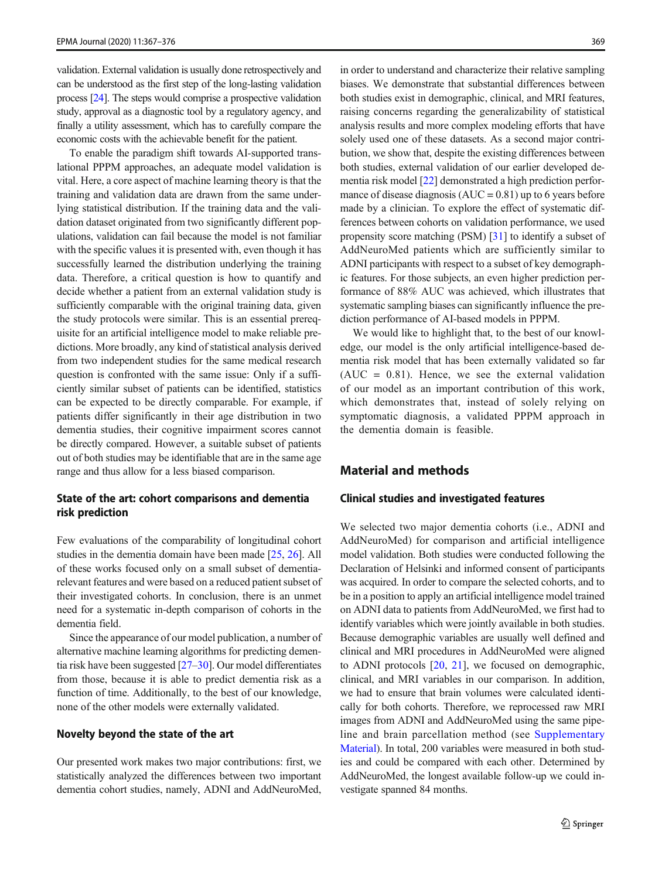validation. External validation is usually done retrospectively and can be understood as the first step of the long-lasting validation process [24]. The steps would comprise a prospective validation study, approval as a diagnostic tool by a regulatory agency, and finally a utility assessment, which has to carefully compare the economic costs with the achievable benefit for the patient.

To enable the paradigm shift towards AI-supported translational PPPM approaches, an adequate model validation is vital. Here, a core aspect of machine learning theory is that the training and validation data are drawn from the same underlying statistical distribution. If the training data and the validation dataset originated from two significantly different populations, validation can fail because the model is not familiar with the specific values it is presented with, even though it has successfully learned the distribution underlying the training data. Therefore, a critical question is how to quantify and decide whether a patient from an external validation study is sufficiently comparable with the original training data, given the study protocols were similar. This is an essential prerequisite for an artificial intelligence model to make reliable predictions. More broadly, any kind of statistical analysis derived from two independent studies for the same medical research question is confronted with the same issue: Only if a sufficiently similar subset of patients can be identified, statistics can be expected to be directly comparable. For example, if patients differ significantly in their age distribution in two dementia studies, their cognitive impairment scores cannot be directly compared. However, a suitable subset of patients out of both studies may be identifiable that are in the same age range and thus allow for a less biased comparison.

### State of the art: cohort comparisons and dementia risk prediction

Few evaluations of the comparability of longitudinal cohort studies in the dementia domain have been made [25, 26]. All of these works focused only on a small subset of dementia-relevant features and were based on a reduced patient subset of their investigated cohorts. In conclusion, there is an unmet need for a systematic in-depth comparison of cohorts in the dementia field.

Since the appearance of our model publication, a number of alternative machine learning algorithms for predicting dementia risk have been suggested [27–30]. Our model differentiates from those, because it is able to predict dementia risk as a function of time. Additionally, to the best of our knowledge, none of the other models were externally validated.

### Novelty beyond the state of the art

Our presented work makes two major contributions: first, we statistically analyzed the differences between two important dementia cohort studies, namely, ADNI and AddNeuroMed, in order to understand and characterize their relative sampling biases. We demonstrate that substantial differences between both studies exist in demographic, clinical, and MRI features, raising concerns regarding the generalizability of statistical analysis results and more complex modeling efforts that have solely used one of these datasets. As a second major contribution, we show that, despite the existing differences between both studies, external validation of our earlier developed dementia risk model [22] demonstrated a high prediction performance of disease diagnosis (AUC = 0.81) up to 6 years before made by a clinician. To explore the effect of systematic differences between cohorts on validation performance, we used propensity score matching (PSM) [31] to identify a subset of AddNeuroMed patients which are sufficiently similar to ADNI participants with respect to a subset of key demographic features. For those subjects, an even higher prediction performance of 88% AUC was achieved, which illustrates that systematic sampling biases can significantly influence the prediction performance of AI-based models in PPPM.

We would like to highlight that, to the best of our knowledge, our model is the only artificial intelligence-based dementia risk model that has been externally validated so far (AUC = 0.81). Hence, we see the external validation of our model as an important contribution of this work, which demonstrates that, instead of solely relying on symptomatic diagnosis, a validated PPPM approach in the dementia domain is feasible.

## Material and methods

### Clinical studies and investigated features

We selected two major dementia cohorts (i.e., ADNI and AddNeuroMed) for comparison and artificial intelligence model validation. Both studies were conducted following the Declaration of Helsinki and informed consent of participants was acquired. In order to compare the selected cohorts, and to be in a position to apply an artificial intelligence model trained on ADNI data to patients from AddNeuroMed, we first had to identify variables which were jointly available in both studies. Because demographic variables are usually well defined and clinical and MRI procedures in AddNeuroMed were aligned to ADNI protocols [20, 21], we focused on demographic, clinical, and MRI variables in our comparison. In addition, we had to ensure that brain volumes were calculated identically for both cohorts. Therefore, we reprocessed raw MRI images from ADNI and AddNeuroMed using the same pipeline and brain parcellation method (see Supplementary Material). In total, 200 variables were measured in both studies and could be compared with each other. Determined by AddNeuroMed, the longest available follow-up we could investigate spanned 84 months.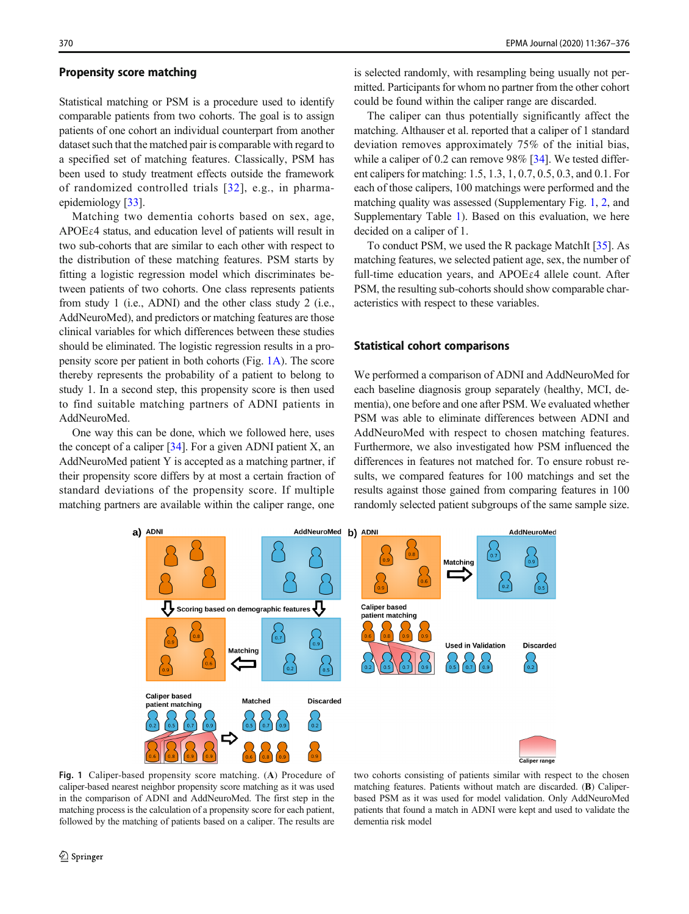## Propensity score matching

Statistical matching or PSM is a procedure used to identify comparable patients from two cohorts. The goal is to assign patients of one cohort an individual counterpart from another dataset such that the matched pair is comparable with regard to a specified set of matching features. Classically, PSM has been used to study treatment effects outside the framework of randomized controlled trials [32], e.g., in pharmaepidemiology [33].

Matching two dementia cohorts based on sex, age, APOEε4 status, and education level of patients will result in two sub-cohorts that are similar to each other with respect to the distribution of these matching features. PSM starts by fitting a logistic regression model which discriminates between patients of two cohorts. One class represents patients from study 1 (i.e., ADNI) and the other class study 2 (i.e., AddNeuroMed), and predictors or matching features are those clinical variables for which differences between these studies should be eliminated. The logistic regression results in a propensity score per patient in both cohorts (Fig. 1A). The score thereby represents the probability of a patient to belong to study 1. In a second step, this propensity score is then used to find suitable matching partners of ADNI patients in AddNeuroMed.

One way this can be done, which we followed here, uses the concept of a caliper [34]. For a given ADNI patient X, an AddNeuroMed patient Y is accepted as a matching partner, if their propensity score differs by at most a certain fraction of standard deviations of the propensity score. If multiple matching partners are available within the caliper range, one is selected randomly, with resampling being usually not permitted. Participants for whom no partner from the other cohort could be found within the caliper range are discarded.

The caliper can thus potentially significantly affect the matching. Althauser et al. reported that a caliper of 1 standard deviation removes approximately 75% of the initial bias, while a caliper of 0.2 can remove 98% [34]. We tested different calipers for matching: 1.5, 1.3, 1, 0.7, 0.5, 0.3, and 0.1. For each of those calipers, 100 matchings were performed and the matching quality was assessed (Supplementary Fig. 1, 2, and Supplementary Table 1). Based on this evaluation, we here decided on a caliper of 1.

To conduct PSM, we used the R package MatchIt [35]. As matching features, we selected patient age, sex, the number of full-time education years, and APOEε4 allele count. After PSM, the resulting sub-cohorts should show comparable characteristics with respect to these variables.

## Statistical cohort comparisons

We performed a comparison of ADNI and AddNeuroMed for each baseline diagnosis group separately (healthy, MCI, dementia), one before and one after PSM. We evaluated whether PSM was able to eliminate differences between ADNI and AddNeuroMed with respect to chosen matching features. Furthermore, we also investigated how PSM influenced the differences in features not matched for. To ensure robust results, we compared features for 100 matchings and set the results against those gained from comparing features in 100 randomly selected patient subgroups of the same sample size.

**Fig. 1** Caliper-based propensity score matching. (**A**) Procedure of caliper-based nearest neighbor propensity score matching as it was used in the comparison of ADNI and AddNeuroMed. The first step in the matching process is the calculation of a propensity score for each patient, followed by the matching of patients based on a caliper. The results are two cohorts consisting of patients similar with respect to the chosen matching features. Patients without match are discarded. (**B**) Caliper-based PSM as it was used for model validation. Only AddNeuroMed patients that found a match in ADNI were kept and used to validate the dementia risk model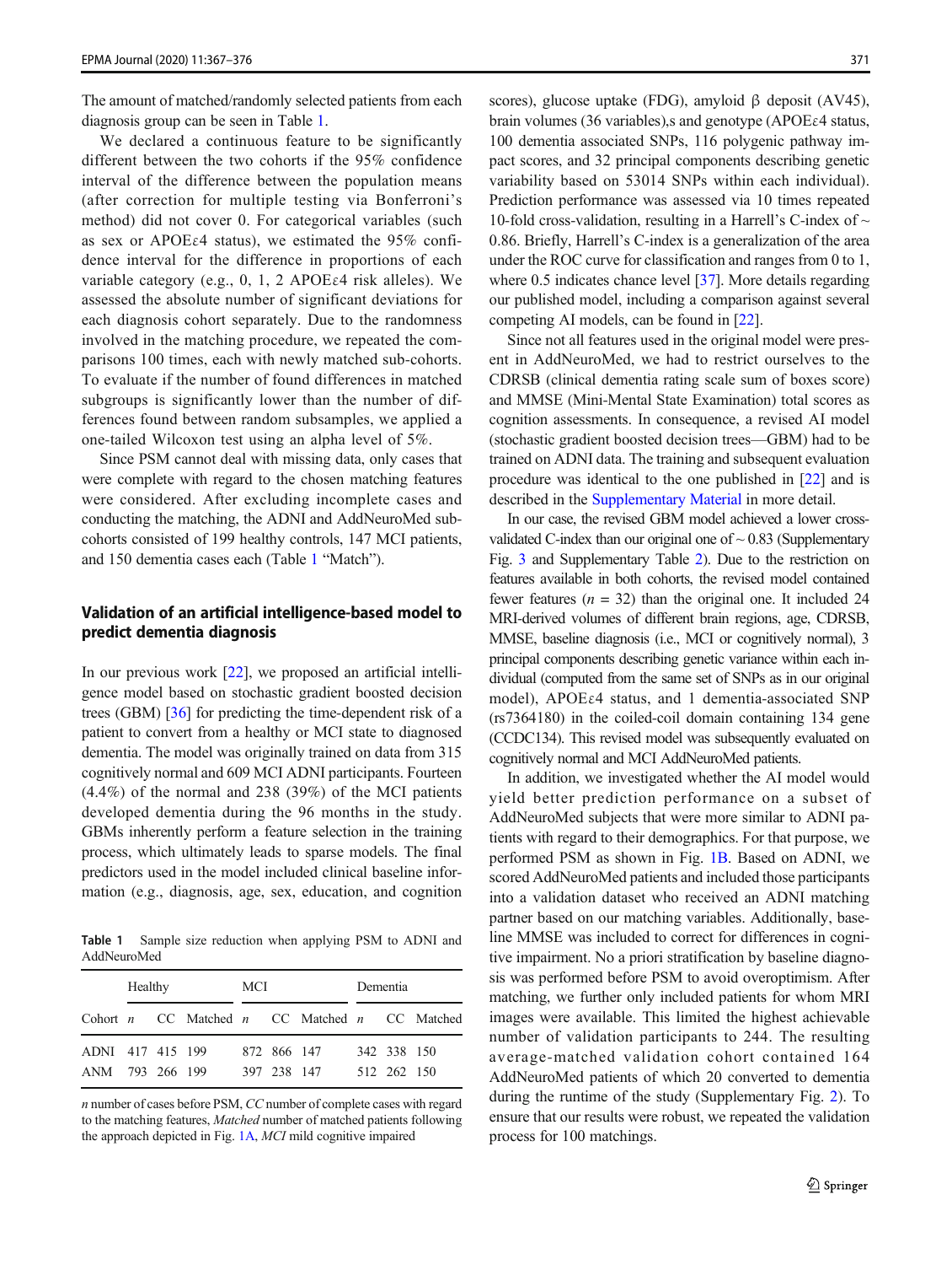The amount of matched/randomly selected patients from each diagnosis group can be seen in Table 1.

We declared a continuous feature to be significantly different between the two cohorts if the 95% confidence interval of the difference between the population means (after correction for multiple testing via Bonferroni's method) did not cover 0. For categorical variables (such as sex or APOEε4 status), we estimated the 95% confidence interval for the difference in proportions of each variable category (e.g., 0, 1, 2 APOEε4 risk alleles). We assessed the absolute number of significant deviations for each diagnosis cohort separately. Due to the randomness involved in the matching procedure, we repeated the comparisons 100 times, each with newly matched sub-cohorts. To evaluate if the number of found differences in matched subgroups is significantly lower than the number of differences found between random subsamples, we applied a one-tailed Wilcoxon test using an alpha level of 5%.

Since PSM cannot deal with missing data, only cases that were complete with regard to the chosen matching features were considered. After excluding incomplete cases and conducting the matching, the ADNI and AddNeuroMed sub-cohorts consisted of 199 healthy controls, 147 MCI patients, and 150 dementia cases each (Table 1 "Match").

## Validation of an artificial intelligence-based model to predict dementia diagnosis

In our previous work [22], we proposed an artificial intelligence model based on stochastic gradient boosted decision trees (GBM) [36] for predicting the time-dependent risk of a patient to convert from a healthy or MCI state to diagnosed dementia. The model was originally trained on data from 315 cognitively normal and 609 MCI ADNI participants. Fourteen (4.4%) of the normal and 238 (39%) of the MCI patients developed dementia during the 96 months in the study. GBMs inherently perform a feature selection in the training process, which ultimately leads to sparse models. The final predictors used in the model included clinical baseline information (e.g., diagnosis, age, sex, education, and cognition scores), glucose uptake (FDG), amyloid β deposit (AV45), brain volumes (36 variables),s and genotype (APOEε4 status, 100 dementia associated SNPs, 116 polygenic pathway impact scores, and 32 principal components describing genetic variability based on 53014 SNPs within each individual). Prediction performance was assessed via 10 times repeated 10-fold cross-validation, resulting in a Harrell's C-index of ~ 0.86. Briefly, Harrell's C-index is a generalization of the area under the ROC curve for classification and ranges from 0 to 1, where 0.5 indicates chance level [37]. More details regarding our published model, including a comparison against several competing AI models, can be found in [22].

Since not all features used in the original model were present in AddNeuroMed, we had to restrict ourselves to the CDRSB (clinical dementia rating scale sum of boxes score) and MMSE (Mini-Mental State Examination) total scores as cognition assessments. In consequence, a revised AI model (stochastic gradient boosted decision trees—GBM) had to be trained on ADNI data. The training and subsequent evaluation procedure was identical to the one published in [22] and is described in the Supplementary Material in more detail.

In our case, the revised GBM model achieved a lower cross-validated C-index than our original one of ~ 0.83 (Supplementary Fig. 3 and Supplementary Table 2). Due to the restriction on features available in both cohorts, the revised model contained fewer features ($n$ = 32) than the original one. It included 24 MRI-derived volumes of different brain regions, age, CDRSB, MMSE, baseline diagnosis (i.e., MCI or cognitively normal), 3 principal components describing genetic variance within each individual (computed from the same set of SNPs as in our original model), APOEε4 status, and 1 dementia-associated SNP (rs7364180) in the coiled-coil domain containing 134 gene (CCDC134). This revised model was subsequently evaluated on cognitively normal and MCI AddNeuroMed patients.

In addition, we investigated whether the AI model would yield better prediction performance on a subset of AddNeuroMed subjects that were more similar to ADNI patients with regard to their demographics. For that purpose, we performed PSM as shown in Fig. 1B. Based on ADNI, we scored AddNeuroMed patients and included those participants into a validation dataset who received an ADNI matching partner based on our matching variables. Additionally, baseline MMSE was included to correct for differences in cognitive impairment. No a priori stratification by baseline diagnosis was performed before PSM to avoid overoptimism. After matching, we further only included patients for whom MRI images were available. This limited the highest achievable number of validation participants to 244. The resulting average-matched validation cohort contained 164 AddNeuroMed patients of which 20 converted to dementia during the runtime of the study (Supplementary Fig. 2). To ensure that our results were robust, we repeated the validation process for 100 matchings.

**Table 1** Sample size reduction when applying PSM to ADNI and AddNeuroMed

| | Healthy | | | MCI | | | Dementia | | |
|---|---|---|---|---|---|---|---|---|---|
| Cohort | *n* | CC | Matched | *n* | CC | Matched | *n* | CC | Matched |
| ADNI | 417 | 415 | 199 | 872 | 866 | 147 | 342 | 338 | 150 |
| ANM | 793 | 266 | 199 | 397 | 238 | 147 | 512 | 262 | 150 |

*n* number of cases before PSM, *CC* number of complete cases with regard to the matching features, *Matched* number of matched patients following the approach depicted in Fig. 1A, *MCI* mild cognitive impaired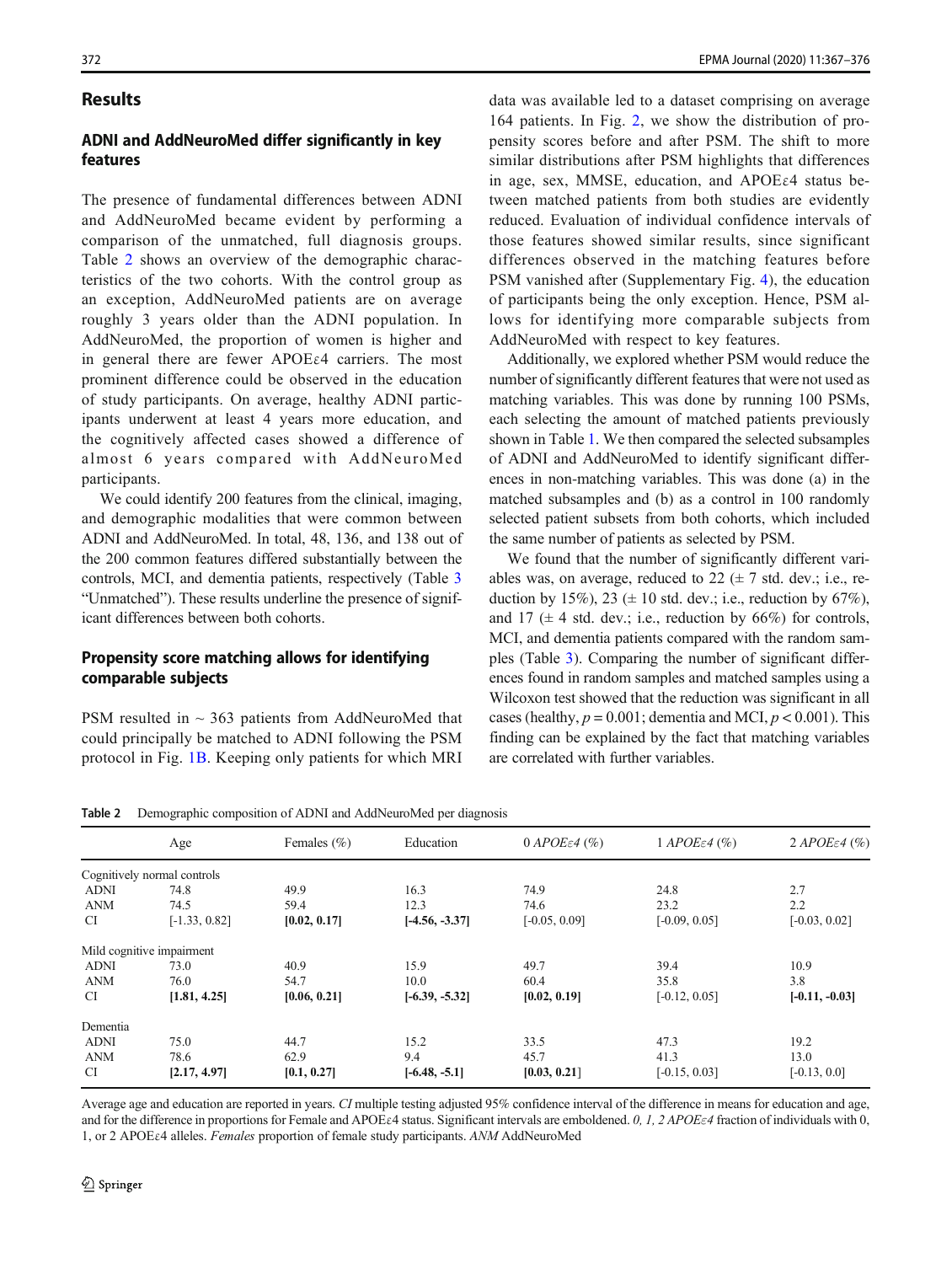## Results

### ADNI and AddNeuroMed differ significantly in key features

The presence of fundamental differences between ADNI and AddNeuroMed became evident by performing a comparison of the unmatched, full diagnosis groups. Table 2 shows an overview of the demographic characteristics of the two cohorts. With the control group as an exception, AddNeuroMed patients are on average roughly 3 years older than the ADNI population. In AddNeuroMed, the proportion of women is higher and in general there are fewer APOEε4 carriers. The most prominent difference could be observed in the education of study participants. On average, healthy ADNI participants underwent at least 4 years more education, and the cognitively affected cases showed a difference of almost 6 years compared with AddNeuroMed participants.

We could identify 200 features from the clinical, imaging, and demographic modalities that were common between ADNI and AddNeuroMed. In total, 48, 136, and 138 out of the 200 common features differed substantially between the controls, MCI, and dementia patients, respectively (Table 3 "Unmatched"). These results underline the presence of significant differences between both cohorts.

### Propensity score matching allows for identifying comparable subjects

PSM resulted in ~ 363 patients from AddNeuroMed that could principally be matched to ADNI following the PSM protocol in Fig. 1B. Keeping only patients for which MRI data was available led to a dataset comprising on average 164 patients. In Fig. 2, we show the distribution of propensity scores before and after PSM. The shift to more similar distributions after PSM highlights that differences in age, sex, MMSE, education, and APOEε4 status between matched patients from both studies are evidently reduced. Evaluation of individual confidence intervals of those features showed similar results, since significant differences observed in the matching features before PSM vanished after (Supplementary Fig. 4), the education of participants being the only exception. Hence, PSM allows for identifying more comparable subjects from AddNeuroMed with respect to key features.

Additionally, we explored whether PSM would reduce the number of significantly different features that were not used as matching variables. This was done by running 100 PSMs, each selecting the amount of matched patients previously shown in Table 1. We then compared the selected subsamples of ADNI and AddNeuroMed to identify significant differences in non-matching variables. This was done (a) in the matched subsamples and (b) as a control in 100 randomly selected patient subsets from both cohorts, which included the same number of patients as selected by PSM.

We found that the number of significantly different variables was, on average, reduced to 22 (± 7 std. dev.; i.e., reduction by 15%), 23 (± 10 std. dev.; i.e., reduction by 67%), and 17 (± 4 std. dev.; i.e., reduction by 66%) for controls, MCI, and dementia patients compared with the random samples (Table 3). Comparing the number of significant differences found in random samples and matched samples using a Wilcoxon test showed that the reduction was significant in all cases (healthy, $p = 0.001$; dementia and MCI, $p < 0.001$). This finding can be explained by the fact that matching variables are correlated with further variables.

**Table 2** Demographic composition of ADNI and AddNeuroMed per diagnosis

| | Age | Females (%) | Education | 0 *APOEε4* (%) | 1 *APOEε4* (%) | 2 *APOEε4* (%) |
|---|---|---|---|---|---|---|
| Cognitively normal controls | | | | | | |
| ADNI | 74.8 | 49.9 | 16.3 | 74.9 | 24.8 | 2.7 |
| ANM | 74.5 | 59.4 | 12.3 | 74.6 | 23.2 | 2.2 |
| CI | [-1.33, 0.82] | **[0.02, 0.17]** | **[-4.56, -3.37]** | [-0.05, 0.09] | [-0.09, 0.05] | [-0.03, 0.02] |
| Mild cognitive impairment | | | | | | |
| ADNI | 73.0 | 40.9 | 15.9 | 49.7 | 39.4 | 10.9 |
| ANM | 76.0 | 54.7 | 10.0 | 60.4 | 35.8 | 3.8 |
| CI | **[1.81, 4.25]** | **[0.06, 0.21]** | **[-6.39, -5.32]** | **[0.02, 0.19]** | [-0.12, 0.05] | **[-0.11, -0.03]** |
| Dementia | | | | | | |
| ADNI | 75.0 | 44.7 | 15.2 | 33.5 | 47.3 | 19.2 |
| ANM | 78.6 | 62.9 | 9.4 | 45.7 | 41.3 | 13.0 |
| CI | **[2.17, 4.97]** | **[0.1, 0.27]** | **[-6.48, -5.1]** | **[0.03, 0.21]** | [-0.15, 0.03] | [-0.13, 0.0] |

Average age and education are reported in years. *CI* multiple testing adjusted 95% confidence interval of the difference in means for education and age, and for the difference in proportions for Female and APOEε4 status. Significant intervals are emboldened. *0, 1, 2 APOEε4* fraction of individuals with 0, 1, or 2 APOEε4 alleles. *Females* proportion of female study participants. *ANM* AddNeuroMed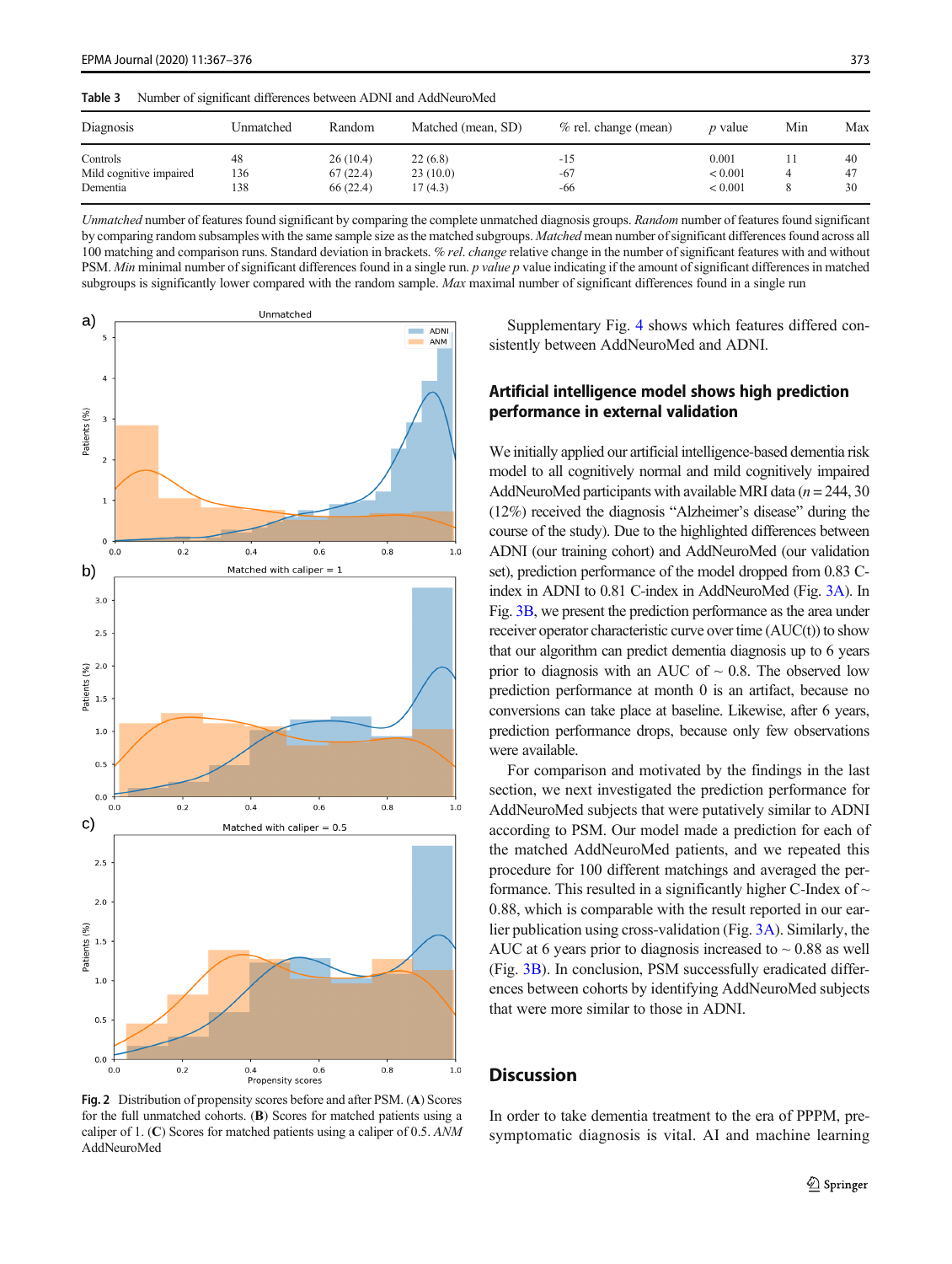**Table 3** Number of significant differences between ADNI and AddNeuroMed

| Diagnosis | Unmatched | Random | Matched (mean, SD) | % rel. change (mean) | *p* value | Min | Max |
|---|---|---|---|---|---|---|---|
| Controls | 48 | 26 (10.4) | 22 (6.8) | -15 | 0.001 | 11 | 40 |
| Mild cognitive impaired | 136 | 67 (22.4) | 23 (10.0) | -67 | < 0.001 | 4 | 47 |
| Dementia | 138 | 66 (22.4) | 17 (4.3) | -66 | < 0.001 | 8 | 30 |

*Unmatched* number of features found significant by comparing the complete unmatched diagnosis groups. *Random* number of features found significant by comparing random subsamples with the same sample size as the matched subgroups. *Matched* mean number of significant differences found across all 100 matching and comparison runs. Standard deviation in brackets. *% rel. change* relative change in the number of significant features with and without PSM. *Min* minimal number of significant differences found in a single run. *p value p* value indicating if the amount of significant differences in matched subgroups is significantly lower compared with the random sample. *Max* maximal number of significant differences found in a single run

**Fig. 2** Distribution of propensity scores before and after PSM. (**A**) Scores for the full unmatched cohorts. (**B**) Scores for matched patients using a caliper of 1. (**C**) Scores for matched patients using a caliper of 0.5. *ANM* AddNeuroMed

Supplementary Fig. 4 shows which features differed consistently between AddNeuroMed and ADNI.

## Artificial intelligence model shows high prediction performance in external validation

We initially applied our artificial intelligence-based dementia risk model to all cognitively normal and mild cognitively impaired AddNeuroMed participants with available MRI data ($n = 244$, 30 (12%) received the diagnosis "Alzheimer's disease" during the course of the study). Due to the highlighted differences between ADNI (our training cohort) and AddNeuroMed (our validation set), prediction performance of the model dropped from 0.83 C-index in ADNI to 0.81 C-index in AddNeuroMed (Fig. 3A). In Fig. 3B, we present the prediction performance as the area under receiver operator characteristic curve over time (AUC(t)) to show that our algorithm can predict dementia diagnosis up to 6 years prior to diagnosis with an AUC of ~ 0.8. The observed low prediction performance at month 0 is an artifact, because no conversions can take place at baseline. Likewise, after 6 years, prediction performance drops, because only few observations were available.

For comparison and motivated by the findings in the last section, we next investigated the prediction performance for AddNeuroMed subjects that were putatively similar to ADNI according to PSM. Our model made a prediction for each of the matched AddNeuroMed patients, and we repeated this procedure for 100 different matchings and averaged the performance. This resulted in a significantly higher C-Index of ~ 0.88, which is comparable with the result reported in our earlier publication using cross-validation (Fig. 3A). Similarly, the AUC at 6 years prior to diagnosis increased to ~ 0.88 as well (Fig. 3B). In conclusion, PSM successfully eradicated differences between cohorts by identifying AddNeuroMed subjects that were more similar to those in ADNI.

## Discussion

In order to take dementia treatment to the era of PPPM, pre-symptomatic diagnosis is vital. AI and machine learning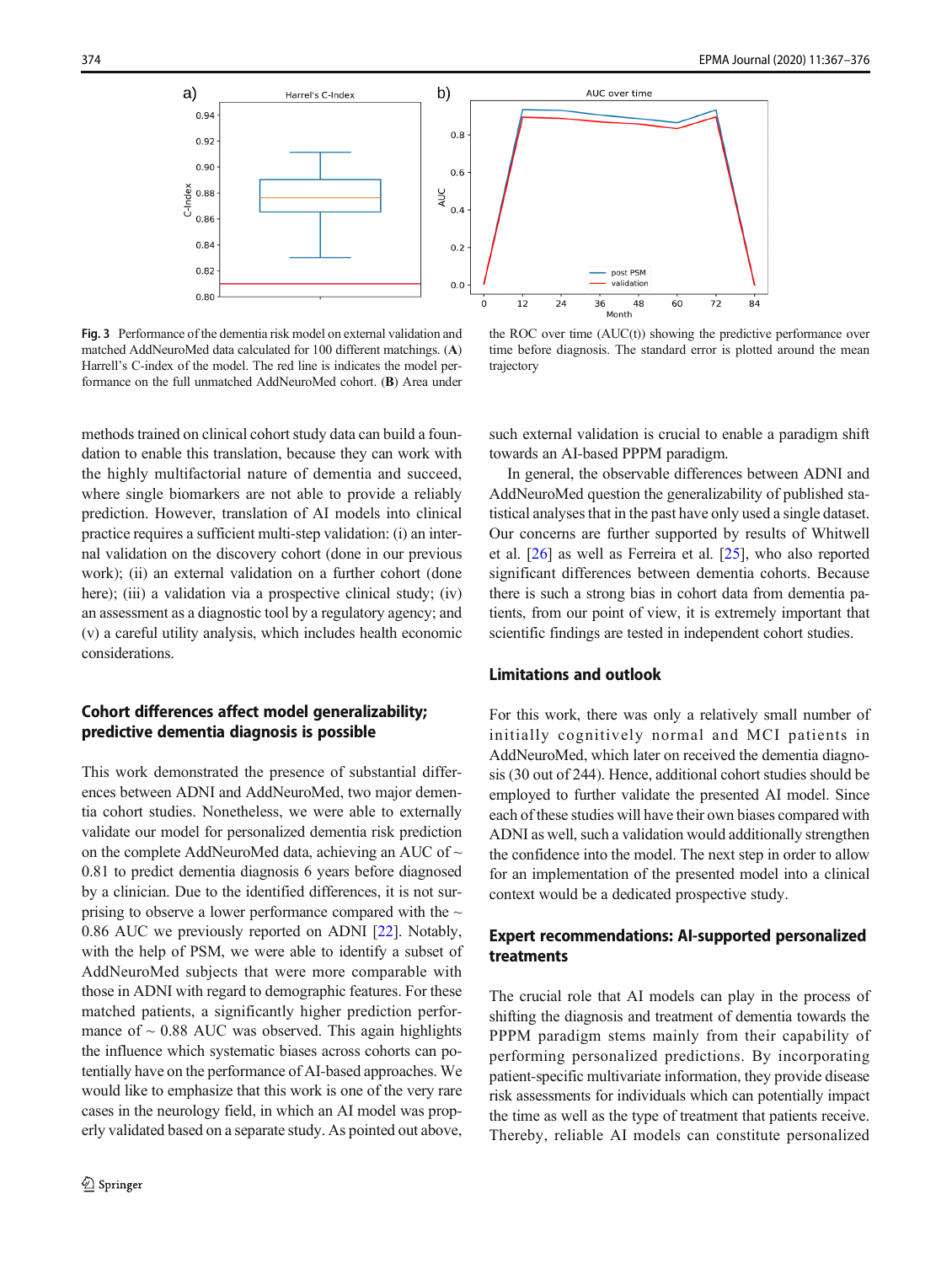**Fig. 3** Performance of the dementia risk model on external validation and matched AddNeuroMed data calculated for 100 different matchings. (**A**) Harrell's C-index of the model. The red line is indicates the model performance on the full unmatched AddNeuroMed cohort. (**B**) Area under the ROC over time (AUC(t)) showing the predictive performance over time before diagnosis. The standard error is plotted around the mean trajectory

methods trained on clinical cohort study data can build a foundation to enable this translation, because they can work with the highly multifactorial nature of dementia and succeed, where single biomarkers are not able to provide a reliably prediction. However, translation of AI models into clinical practice requires a sufficient multi-step validation: (i) an internal validation on the discovery cohort (done in our previous work); (ii) an external validation on a further cohort (done here); (iii) a validation via a prospective clinical study; (iv) an assessment as a diagnostic tool by a regulatory agency; and (v) a careful utility analysis, which includes health economic considerations.

## Cohort differences affect model generalizability; predictive dementia diagnosis is possible

This work demonstrated the presence of substantial differences between ADNI and AddNeuroMed, two major dementia cohort studies. Nonetheless, we were able to externally validate our model for personalized dementia risk prediction on the complete AddNeuroMed data, achieving an AUC of ~ 0.81 to predict dementia diagnosis 6 years before diagnosed by a clinician. Due to the identified differences, it is not surprising to observe a lower performance compared with the ~ 0.86 AUC we previously reported on ADNI [22]. Notably, with the help of PSM, we were able to identify a subset of AddNeuroMed subjects that were more comparable with those in ADNI with regard to demographic features. For these matched patients, a significantly higher prediction performance of ~ 0.88 AUC was observed. This again highlights the influence which systematic biases across cohorts can potentially have on the performance of AI-based approaches. We would like to emphasize that this work is one of the very rare cases in the neurology field, in which an AI model was properly validated based on a separate study. As pointed out above, such external validation is crucial to enable a paradigm shift towards an AI-based PPPM paradigm.

In general, the observable differences between ADNI and AddNeuroMed question the generalizability of published statistical analyses that in the past have only used a single dataset. Our concerns are further supported by results of Whitwell et al. [26] as well as Ferreira et al. [25], who also reported significant differences between dementia cohorts. Because there is such a strong bias in cohort data from dementia patients, from our point of view, it is extremely important that scientific findings are tested in independent cohort studies.

## Limitations and outlook

For this work, there was only a relatively small number of initially cognitively normal and MCI patients in AddNeuroMed, which later on received the dementia diagnosis (30 out of 244). Hence, additional cohort studies should be employed to further validate the presented AI model. Since each of these studies will have their own biases compared with ADNI as well, such a validation would additionally strengthen the confidence into the model. The next step in order to allow for an implementation of the presented model into a clinical context would be a dedicated prospective study.

## Expert recommendations: AI-supported personalized treatments

The crucial role that AI models can play in the process of shifting the diagnosis and treatment of dementia towards the PPPM paradigm stems mainly from their capability of performing personalized predictions. By incorporating patient-specific multivariate information, they provide disease risk assessments for individuals which can potentially impact the time as well as the type of treatment that patients receive. Thereby, reliable AI models can constitute personalized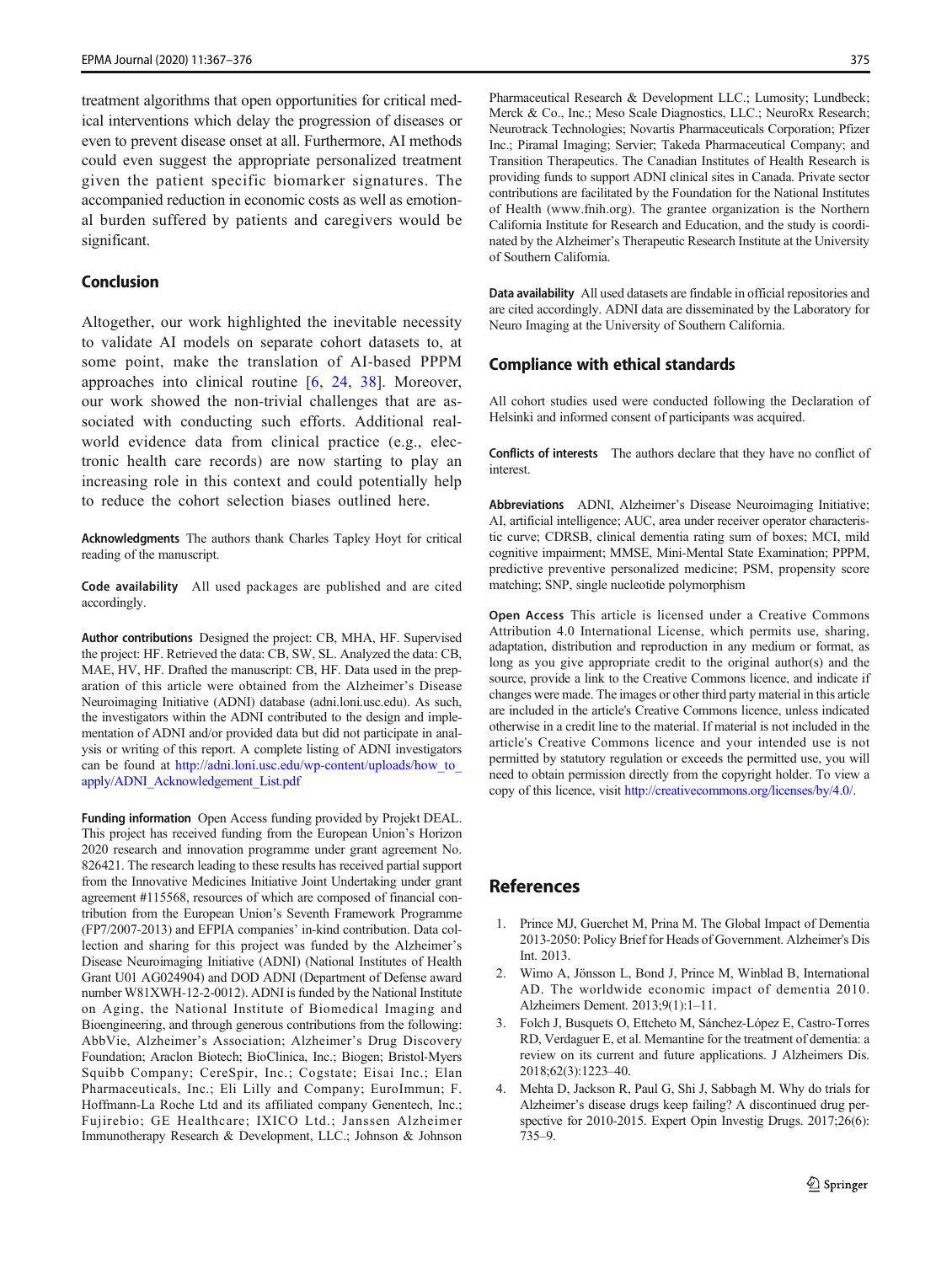treatment algorithms that open opportunities for critical medical interventions which delay the progression of diseases or even to prevent disease onset at all. Furthermore, AI methods could even suggest the appropriate personalized treatment given the patient specific biomarker signatures. The accompanied reduction in economic costs as well as emotional burden suffered by patients and caregivers would be significant.

## Conclusion

Altogether, our work highlighted the inevitable necessity to validate AI models on separate cohort datasets to, at some point, make the translation of AI-based PPPM approaches into clinical routine [6, 24, 38]. Moreover, our work showed the non-trivial challenges that are associated with conducting such efforts. Additional real-world evidence data from clinical practice (e.g., electronic health care records) are now starting to play an increasing role in this context and could potentially help to reduce the cohort selection biases outlined here.

**Acknowledgments** The authors thank Charles Tapley Hoyt for critical reading of the manuscript.

**Code availability** All used packages are published and are cited accordingly.

**Author contributions** Designed the project: CB, MHA, HF. Supervised the project: HF. Retrieved the data: CB, SW, SL. Analyzed the data: CB, MAE, HV, HF. Drafted the manuscript: CB, HF. Data used in the preparation of this article were obtained from the Alzheimer's Disease Neuroimaging Initiative (ADNI) database (adni.loni.usc.edu). As such, the investigators within the ADNI contributed to the design and implementation of ADNI and/or provided data but did not participate in analysis or writing of this report. A complete listing of ADNI investigators can be found at http://adni.loni.usc.edu/wp-content/uploads/how_to_apply/ADNI_Acknowledgement_List.pdf

**Funding information** Open Access funding provided by Projekt DEAL. This project has received funding from the European Union's Horizon 2020 research and innovation programme under grant agreement No. 826421. The research leading to these results has received partial support from the Innovative Medicines Initiative Joint Undertaking under grant agreement #115568, resources of which are composed of financial contribution from the European Union's Seventh Framework Programme (FP7/2007-2013) and EFPIA companies' in-kind contribution. Data collection and sharing for this project was funded by the Alzheimer's Disease Neuroimaging Initiative (ADNI) (National Institutes of Health Grant U01 AG024904) and DOD ADNI (Department of Defense award number W81XWH-12-2-0012). ADNI is funded by the National Institute on Aging, the National Institute of Biomedical Imaging and Bioengineering, and through generous contributions from the following: AbbVie, Alzheimer's Association; Alzheimer's Drug Discovery Foundation; Araclon Biotech; BioClinica, Inc.; Biogen; Bristol-Myers Squibb Company; CereSpir, Inc.; Cogstate; Eisai Inc.; Elan Pharmaceuticals, Inc.; Eli Lilly and Company; EuroImmun; F. Hoffmann-La Roche Ltd and its affiliated company Genentech, Inc.; Fujirebio; GE Healthcare; IXICO Ltd.; Janssen Alzheimer Immunotherapy Research & Development, LLC.; Johnson & Johnson Pharmaceutical Research & Development LLC.; Lumosity; Lundbeck; Merck & Co., Inc.; Meso Scale Diagnostics, LLC.; NeuroRx Research; Neurotrack Technologies; Novartis Pharmaceuticals Corporation; Pfizer Inc.; Piramal Imaging; Servier; Takeda Pharmaceutical Company; and Transition Therapeutics. The Canadian Institutes of Health Research is providing funds to support ADNI clinical sites in Canada. Private sector contributions are facilitated by the Foundation for the National Institutes of Health (www.fnih.org). The grantee organization is the Northern California Institute for Research and Education, and the study is coordinated by the Alzheimer's Therapeutic Research Institute at the University of Southern California.

**Data availability** All used datasets are findable in official repositories and are cited accordingly. ADNI data are disseminated by the Laboratory for Neuro Imaging at the University of Southern California.

## Compliance with ethical standards

All cohort studies used were conducted following the Declaration of Helsinki and informed consent of participants was acquired.

**Conflicts of interests** The authors declare that they have no conflict of interest.

**Abbreviations** ADNI, Alzheimer's Disease Neuroimaging Initiative; AI, artificial intelligence; AUC, area under receiver operator characteristic curve; CDRSB, clinical dementia rating sum of boxes; MCI, mild cognitive impairment; MMSE, Mini-Mental State Examination; PPPM, predictive preventive personalized medicine; PSM, propensity score matching; SNP, single nucleotide polymorphism

**Open Access** This article is licensed under a Creative Commons Attribution 4.0 International License, which permits use, sharing, adaptation, distribution and reproduction in any medium or format, as long as you give appropriate credit to the original author(s) and the source, provide a link to the Creative Commons licence, and indicate if changes were made. The images or other third party material in this article are included in the article's Creative Commons licence, unless indicated otherwise in a credit line to the material. If material is not included in the article's Creative Commons licence and your intended use is not permitted by statutory regulation or exceeds the permitted use, you will need to obtain permission directly from the copyright holder. To view a copy of this licence, visit http://creativecommons.org/licenses/by/4.0/.

## References

1. Prince MJ, Guerchet M, Prina M. The Global Impact of Dementia 2013-2050: Policy Brief for Heads of Government. Alzheimer's Dis Int. 2013.
2. Wimo A, Jönsson L, Bond J, Prince M, Winblad B, International AD. The worldwide economic impact of dementia 2010. Alzheimers Dement. 2013;9(1):1–11.
3. Folch J, Busquets O, Ettcheto M, Sánchez-López E, Castro-Torres RD, Verdaguer E, et al. Memantine for the treatment of dementia: a review on its current and future applications. J Alzheimers Dis. 2018;62(3):1223–40.
4. Mehta D, Jackson R, Paul G, Shi J, Sabbagh M. Why do trials for Alzheimer's disease drugs keep failing? A discontinued drug perspective for 2010-2015. Expert Opin Investig Drugs. 2017;26(6): 735–9.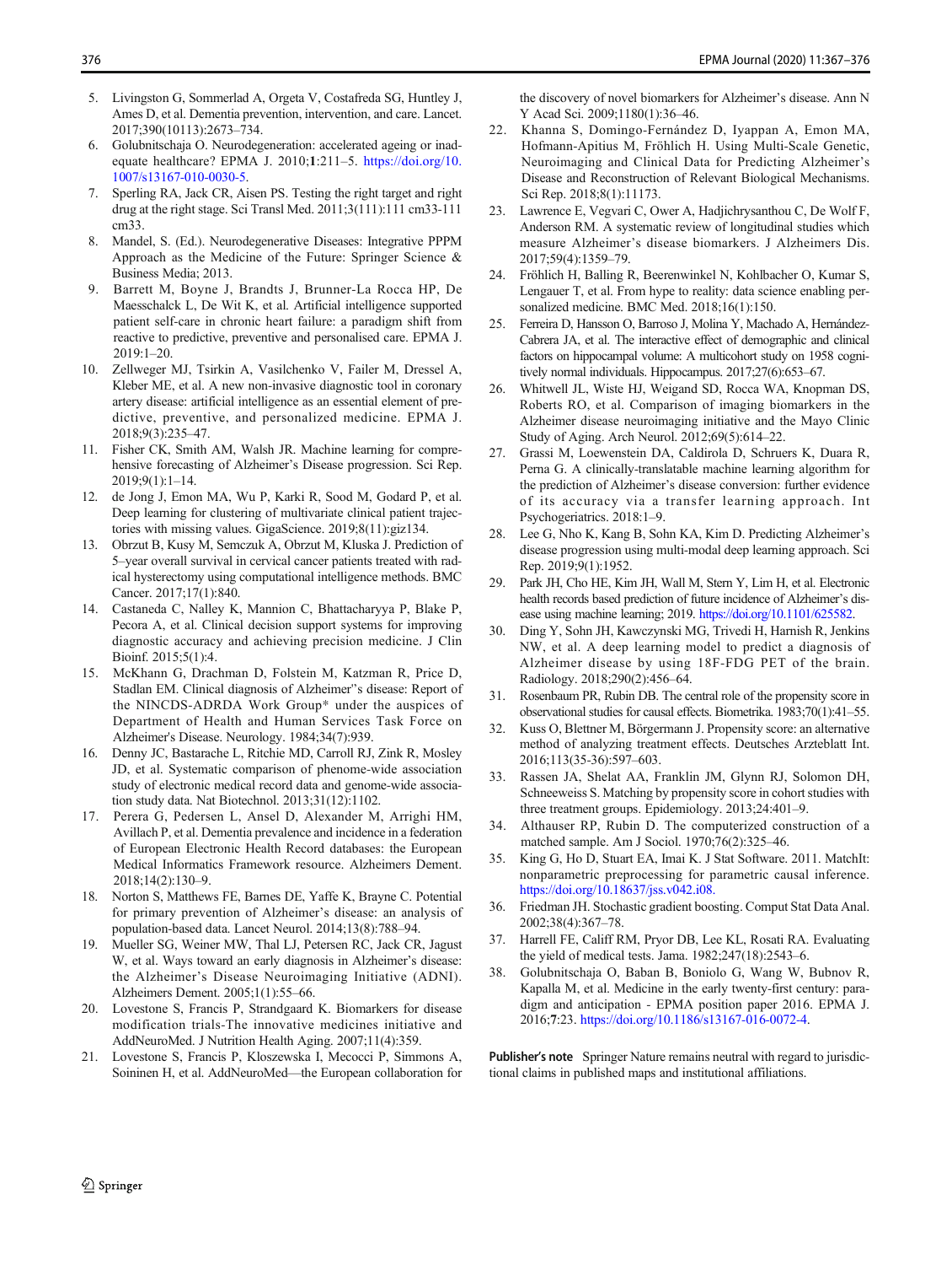5. Livingston G, Sommerlad A, Orgeta V, Costafreda SG, Huntley J, Ames D, et al. Dementia prevention, intervention, and care. Lancet. 2017;390(10113):2673–734.
6. Golubnitschaja O. Neurodegeneration: accelerated ageing or inadequate healthcare? EPMA J. 2010;**1**:211–5. https://doi.org/10.1007/s13167-010-0030-5.
7. Sperling RA, Jack CR, Aisen PS. Testing the right target and right drug at the right stage. Sci Transl Med. 2011;3(111):111 cm33-111 cm33.
8. Mandel, S. (Ed.). Neurodegenerative Diseases: Integrative PPPM Approach as the Medicine of the Future: Springer Science & Business Media; 2013.
9. Barrett M, Boyne J, Brandts J, Brunner-La Rocca HP, De Maesschalck L, De Wit K, et al. Artificial intelligence supported patient self-care in chronic heart failure: a paradigm shift from reactive to predictive, preventive and personalised care. EPMA J. 2019:1–20.
10. Zellweger MJ, Tsirkin A, Vasilchenko V, Failer M, Dressel A, Kleber ME, et al. A new non-invasive diagnostic tool in coronary artery disease: artificial intelligence as an essential element of predictive, preventive, and personalized medicine. EPMA J. 2018;9(3):235–47.
11. Fisher CK, Smith AM, Walsh JR. Machine learning for comprehensive forecasting of Alzheimer's Disease progression. Sci Rep. 2019;9(1):1–14.
12. de Jong J, Emon MA, Wu P, Karki R, Sood M, Godard P, et al. Deep learning for clustering of multivariate clinical patient trajectories with missing values. GigaScience. 2019;8(11):giz134.
13. Obrzut B, Kusy M, Semczuk A, Obrzut M, Kluska J. Prediction of 5–year overall survival in cervical cancer patients treated with radical hysterectomy using computational intelligence methods. BMC Cancer. 2017;17(1):840.
14. Castaneda C, Nalley K, Mannion C, Bhattacharyya P, Blake P, Pecora A, et al. Clinical decision support systems for improving diagnostic accuracy and achieving precision medicine. J Clin Bioinf. 2015;5(1):4.
15. McKhann G, Drachman D, Folstein M, Katzman R, Price D, Stadlan EM. Clinical diagnosis of Alzheimer''s disease: Report of the NINCDS-ADRDA Work Group* under the auspices of Department of Health and Human Services Task Force on Alzheimer's Disease. Neurology. 1984;34(7):939.
16. Denny JC, Bastarache L, Ritchie MD, Carroll RJ, Zink R, Mosley JD, et al. Systematic comparison of phenome-wide association study of electronic medical record data and genome-wide association study data. Nat Biotechnol. 2013;31(12):1102.
17. Perera G, Pedersen L, Ansel D, Alexander M, Arrighi HM, Avillach P, et al. Dementia prevalence and incidence in a federation of European Electronic Health Record databases: the European Medical Informatics Framework resource. Alzheimers Dement. 2018;14(2):130–9.
18. Norton S, Matthews FE, Barnes DE, Yaffe K, Brayne C. Potential for primary prevention of Alzheimer's disease: an analysis of population-based data. Lancet Neurol. 2014;13(8):788–94.
19. Mueller SG, Weiner MW, Thal LJ, Petersen RC, Jack CR, Jagust W, et al. Ways toward an early diagnosis in Alzheimer's disease: the Alzheimer's Disease Neuroimaging Initiative (ADNI). Alzheimers Dement. 2005;1(1):55–66.
20. Lovestone S, Francis P, Strandgaard K. Biomarkers for disease modification trials-The innovative medicines initiative and AddNeuroMed. J Nutrition Health Aging. 2007;11(4):359.
21. Lovestone S, Francis P, Kloszewska I, Mecocci P, Simmons A, Soininen H, et al. AddNeuroMed—the European collaboration for the discovery of novel biomarkers for Alzheimer's disease. Ann N Y Acad Sci. 2009;1180(1):36–46.
22. Khanna S, Domingo-Fernández D, Iyappan A, Emon MA, Hofmann-Apitius M, Fröhlich H. Using Multi-Scale Genetic, Neuroimaging and Clinical Data for Predicting Alzheimer's Disease and Reconstruction of Relevant Biological Mechanisms. Sci Rep. 2018;8(1):11173.
23. Lawrence E, Vegvari C, Ower A, Hadjichrysanthou C, De Wolf F, Anderson RM. A systematic review of longitudinal studies which measure Alzheimer's disease biomarkers. J Alzheimers Dis. 2017;59(4):1359–79.
24. Fröhlich H, Balling R, Beerenwinkel N, Kohlbacher O, Kumar S, Lengauer T, et al. From hype to reality: data science enabling personalized medicine. BMC Med. 2018;16(1):150.
25. Ferreira D, Hansson O, Barroso J, Molina Y, Machado A, Hernández-Cabrera JA, et al. The interactive effect of demographic and clinical factors on hippocampal volume: A multicohort study on 1958 cognitively normal individuals. Hippocampus. 2017;27(6):653–67.
26. Whitwell JL, Wiste HJ, Weigand SD, Rocca WA, Knopman DS, Roberts RO, et al. Comparison of imaging biomarkers in the Alzheimer disease neuroimaging initiative and the Mayo Clinic Study of Aging. Arch Neurol. 2012;69(5):614–22.
27. Grassi M, Loewenstein DA, Caldirola D, Schruers K, Duara R, Perna G. A clinically-translatable machine learning algorithm for the prediction of Alzheimer's disease conversion: further evidence of its accuracy via a transfer learning approach. Int Psychogeriatrics. 2018:1–9.
28. Lee G, Nho K, Kang B, Sohn KA, Kim D. Predicting Alzheimer's disease progression using multi-modal deep learning approach. Sci Rep. 2019;9(1):1952.
29. Park JH, Cho HE, Kim JH, Wall M, Stern Y, Lim H, et al. Electronic health records based prediction of future incidence of Alzheimer's disease using machine learning; 2019. https://doi.org/10.1101/625582.
30. Ding Y, Sohn JH, Kawczynski MG, Trivedi H, Harnish R, Jenkins NW, et al. A deep learning model to predict a diagnosis of Alzheimer disease by using 18F-FDG PET of the brain. Radiology. 2018;290(2):456–64.
31. Rosenbaum PR, Rubin DB. The central role of the propensity score in observational studies for causal effects. Biometrika. 1983;70(1):41–55.
32. Kuss O, Blettner M, Börgermann J. Propensity score: an alternative method of analyzing treatment effects. Deutsches Arzteblatt Int. 2016;113(35-36):597–603.
33. Rassen JA, Shelat AA, Franklin JM, Glynn RJ, Solomon DH, Schneeweiss S. Matching by propensity score in cohort studies with three treatment groups. Epidemiology. 2013;24:401–9.
34. Althauser RP, Rubin D. The computerized construction of a matched sample. Am J Sociol. 1970;76(2):325–46.
35. King G, Ho D, Stuart EA, Imai K. J Stat Software. 2011. MatchIt: nonparametric preprocessing for parametric causal inference. https://doi.org/10.18637/jss.v042.i08.
36. Friedman JH. Stochastic gradient boosting. Comput Stat Data Anal. 2002;38(4):367–78.
37. Harrell FE, Califf RM, Pryor DB, Lee KL, Rosati RA. Evaluating the yield of medical tests. Jama. 1982;247(18):2543–6.
38. Golubnitschaja O, Baban B, Boniolo G, Wang W, Bubnov R, Kapalla M, et al. Medicine in the early twenty-first century: paradigm and anticipation - EPMA position paper 2016. EPMA J. 2016;**7**:23. https://doi.org/10.1186/s13167-016-0072-4.

**Publisher's note** Springer Nature remains neutral with regard to jurisdictional claims in published maps and institutional affiliations.